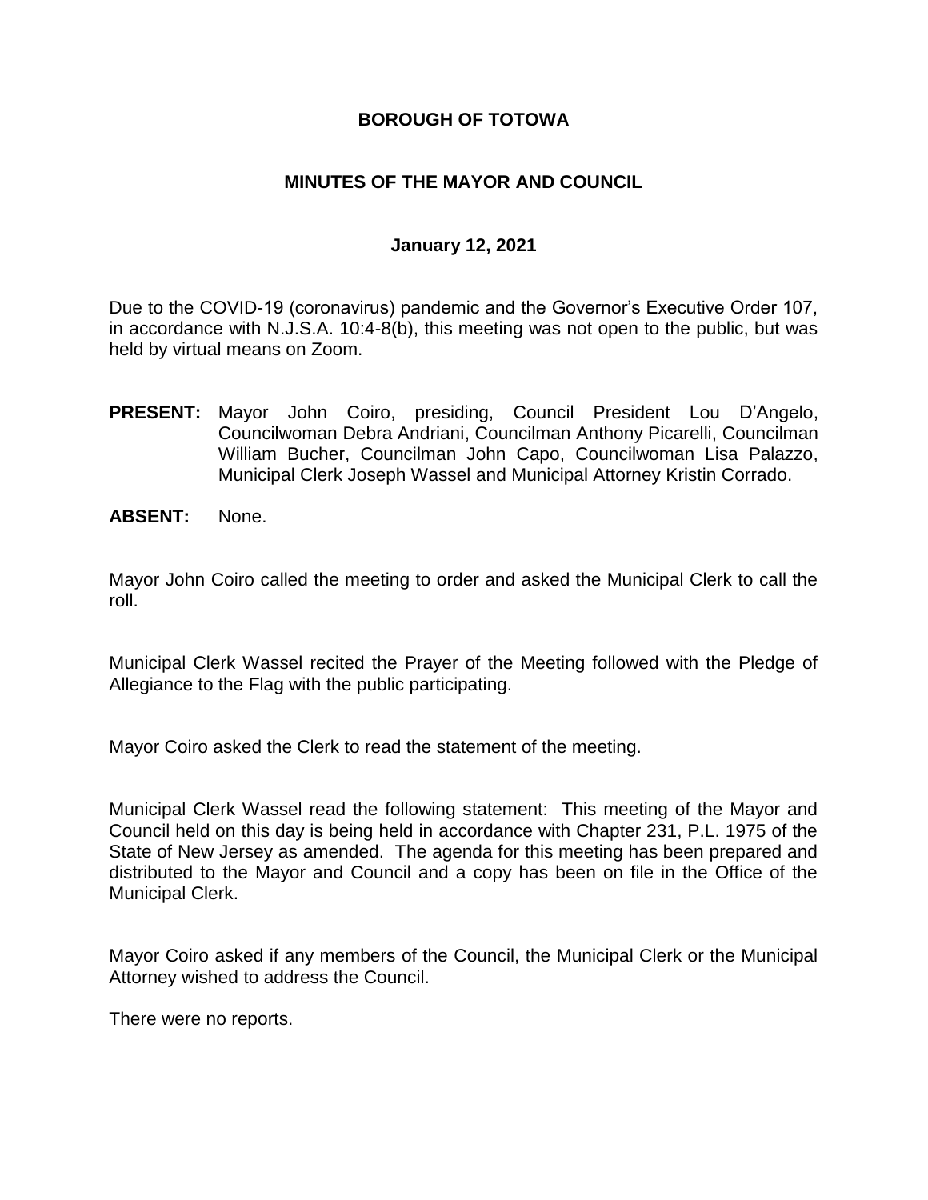**BOROUGH OF TOTOWA**

**MINUTES OF THE MAYOR AND COUNCIL**

**January 12, 2021**

Due to the COVID-19 (coronavirus) pandemic and the Governor's Executive Order 107, in accordance with N.J.S.A. 10:4-8(b), this meeting was not open to the public, but was held by virtual means on Zoom.

**PRESENT:** Mayor John Coiro, presiding, Council President Lou D'Angelo, Councilwoman Debra Andriani, Councilman Anthony Picarelli, Councilman William Bucher, Councilman John Capo, Councilwoman Lisa Palazzo, Municipal Clerk Joseph Wassel and Municipal Attorney Kristin Corrado.

**ABSENT:** None.

Mayor John Coiro called the meeting to order and asked the Municipal Clerk to call the roll.

Municipal Clerk Wassel recited the Prayer of the Meeting followed with the Pledge of Allegiance to the Flag with the public participating.

Mayor Coiro asked the Clerk to read the statement of the meeting.

Municipal Clerk Wassel read the following statement: This meeting of the Mayor and Council held on this day is being held in accordance with Chapter 231, P.L. 1975 of the State of New Jersey as amended. The agenda for this meeting has been prepared and distributed to the Mayor and Council and a copy has been on file in the Office of the Municipal Clerk.

Mayor Coiro asked if any members of the Council, the Municipal Clerk or the Municipal Attorney wished to address the Council.

There were no reports.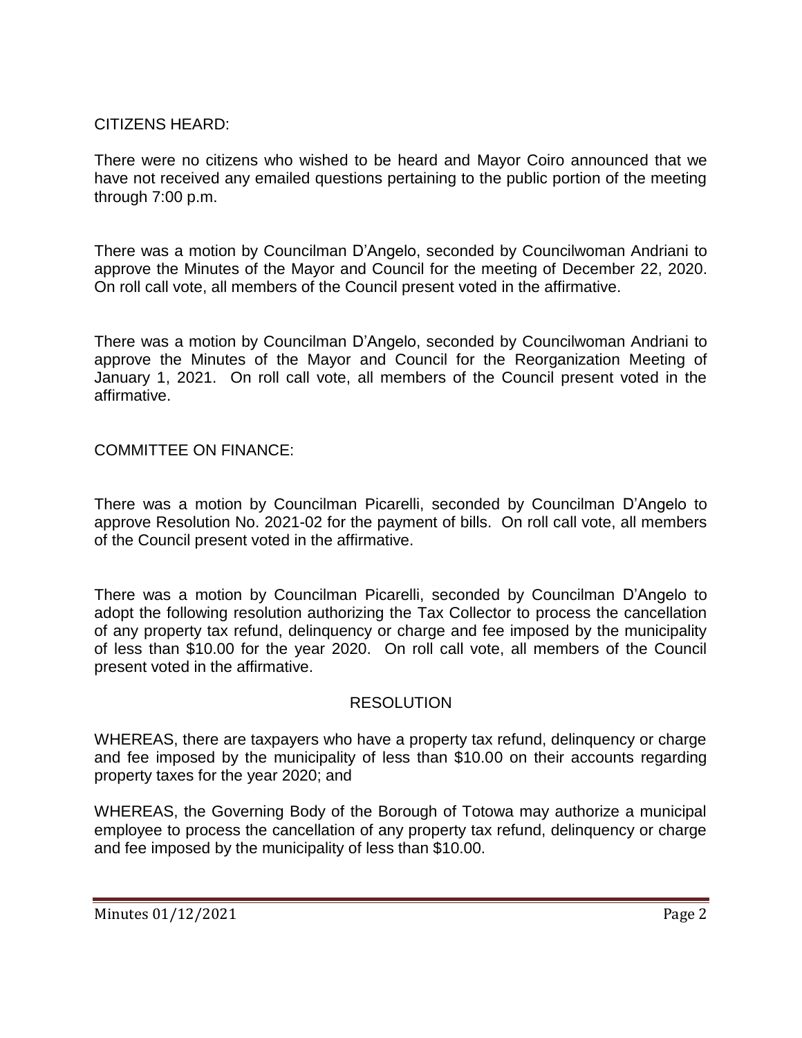CITIZENS HEARD:

There were no citizens who wished to be heard and Mayor Coiro announced that we have not received any emailed questions pertaining to the public portion of the meeting through 7:00 p.m.

There was a motion by Councilman D'Angelo, seconded by Councilwoman Andriani to approve the Minutes of the Mayor and Council for the meeting of December 22, 2020. On roll call vote, all members of the Council present voted in the affirmative.

There was a motion by Councilman D'Angelo, seconded by Councilwoman Andriani to approve the Minutes of the Mayor and Council for the Reorganization Meeting of January 1, 2021. On roll call vote, all members of the Council present voted in the affirmative.

COMMITTEE ON FINANCE:

There was a motion by Councilman Picarelli, seconded by Councilman D'Angelo to approve Resolution No. 2021-02 for the payment of bills. On roll call vote, all members of the Council present voted in the affirmative.

There was a motion by Councilman Picarelli, seconded by Councilman D'Angelo to adopt the following resolution authorizing the Tax Collector to process the cancellation of any property tax refund, delinquency or charge and fee imposed by the municipality of less than $10.00 for the year 2020. On roll call vote, all members of the Council present voted in the affirmative.

RESOLUTION

WHEREAS, there are taxpayers who have a property tax refund, delinquency or charge and fee imposed by the municipality of less than $10.00 on their accounts regarding property taxes for the year 2020; and

WHEREAS, the Governing Body of the Borough of Totowa may authorize a municipal employee to process the cancellation of any property tax refund, delinquency or charge and fee imposed by the municipality of less than $10.00.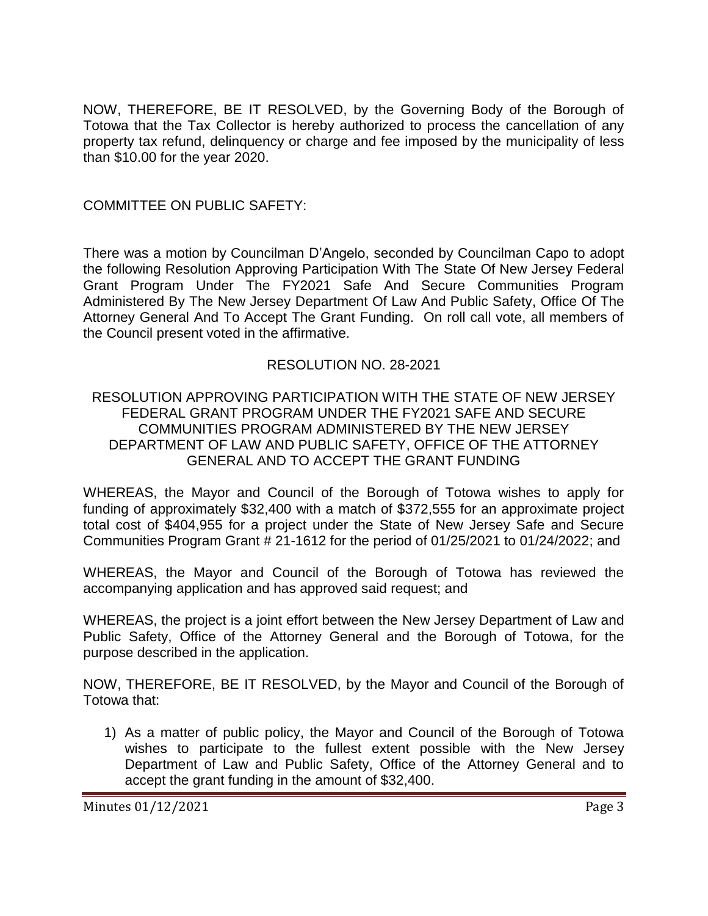NOW, THEREFORE, BE IT RESOLVED, by the Governing Body of the Borough of Totowa that the Tax Collector is hereby authorized to process the cancellation of any property tax refund, delinquency or charge and fee imposed by the municipality of less than $10.00 for the year 2020.

COMMITTEE ON PUBLIC SAFETY:

There was a motion by Councilman D'Angelo, seconded by Councilman Capo to adopt the following Resolution Approving Participation With The State Of New Jersey Federal Grant Program Under The FY2021 Safe And Secure Communities Program Administered By The New Jersey Department Of Law And Public Safety, Office Of The Attorney General And To Accept The Grant Funding. On roll call vote, all members of the Council present voted in the affirmative.

RESOLUTION NO. 28-2021

RESOLUTION APPROVING PARTICIPATION WITH THE STATE OF NEW JERSEY FEDERAL GRANT PROGRAM UNDER THE FY2021 SAFE AND SECURE COMMUNITIES PROGRAM ADMINISTERED BY THE NEW JERSEY DEPARTMENT OF LAW AND PUBLIC SAFETY, OFFICE OF THE ATTORNEY GENERAL AND TO ACCEPT THE GRANT FUNDING

WHEREAS, the Mayor and Council of the Borough of Totowa wishes to apply for funding of approximately $32,400 with a match of $372,555 for an approximate project total cost of $404,955 for a project under the State of New Jersey Safe and Secure Communities Program Grant # 21-1612 for the period of 01/25/2021 to 01/24/2022; and

WHEREAS, the Mayor and Council of the Borough of Totowa has reviewed the accompanying application and has approved said request; and

WHEREAS, the project is a joint effort between the New Jersey Department of Law and Public Safety, Office of the Attorney General and the Borough of Totowa, for the purpose described in the application.

NOW, THEREFORE, BE IT RESOLVED, by the Mayor and Council of the Borough of Totowa that:

1) As a matter of public policy, the Mayor and Council of the Borough of Totowa wishes to participate to the fullest extent possible with the New Jersey Department of Law and Public Safety, Office of the Attorney General and to accept the grant funding in the amount of $32,400.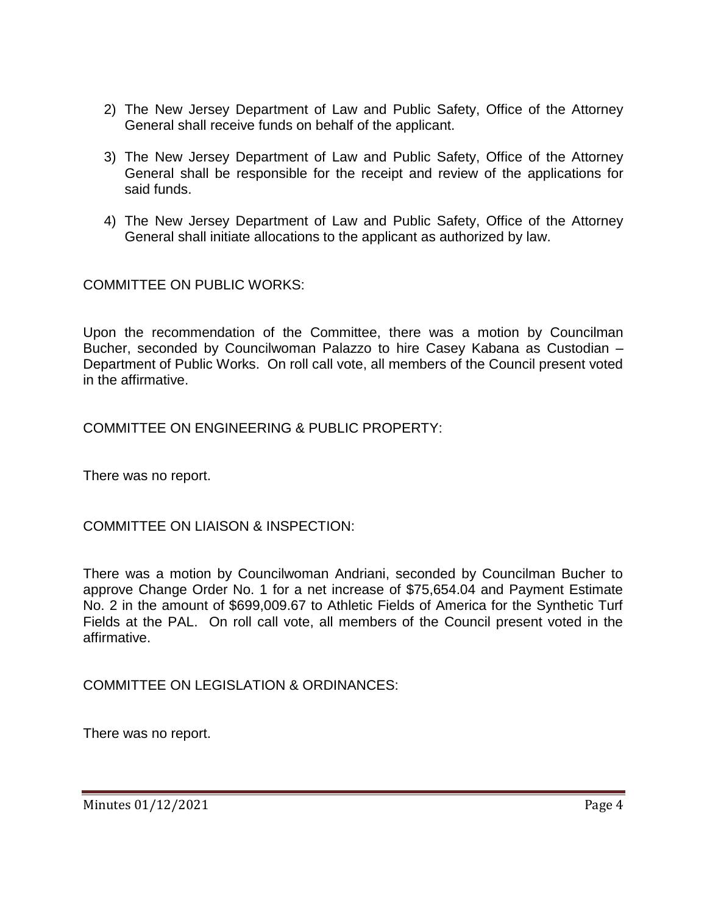2) The New Jersey Department of Law and Public Safety, Office of the Attorney General shall receive funds on behalf of the applicant.

3) The New Jersey Department of Law and Public Safety, Office of the Attorney General shall be responsible for the receipt and review of the applications for said funds.

4) The New Jersey Department of Law and Public Safety, Office of the Attorney General shall initiate allocations to the applicant as authorized by law.

COMMITTEE ON PUBLIC WORKS:

Upon the recommendation of the Committee, there was a motion by Councilman Bucher, seconded by Councilwoman Palazzo to hire Casey Kabana as Custodian – Department of Public Works. On roll call vote, all members of the Council present voted in the affirmative.

COMMITTEE ON ENGINEERING & PUBLIC PROPERTY:

There was no report.

COMMITTEE ON LIAISON & INSPECTION:

There was a motion by Councilwoman Andriani, seconded by Councilman Bucher to approve Change Order No. 1 for a net increase of $75,654.04 and Payment Estimate No. 2 in the amount of $699,009.67 to Athletic Fields of America for the Synthetic Turf Fields at the PAL. On roll call vote, all members of the Council present voted in the affirmative.

COMMITTEE ON LEGISLATION & ORDINANCES:

There was no report.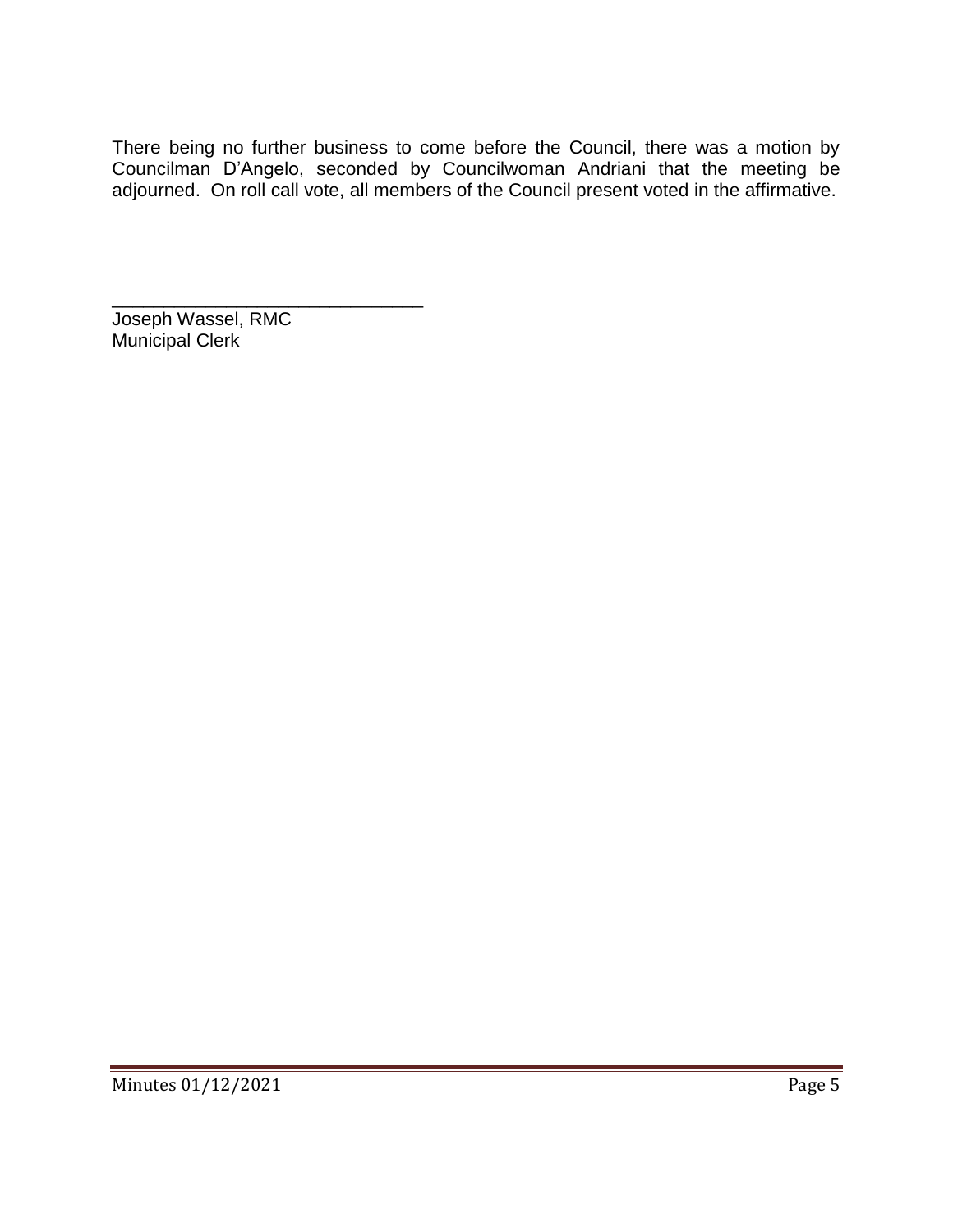There being no further business to come before the Council, there was a motion by Councilman D'Angelo, seconded by Councilwoman Andriani that the meeting be adjourned. On roll call vote, all members of the Council present voted in the affirmative.

\_\_\_\_\_\_\_\_\_\_\_\_\_\_\_\_\_\_\_\_\_\_\_\_\_\_\_\_\_\_\_\_

Joseph Wassel, RMC
Municipal Clerk